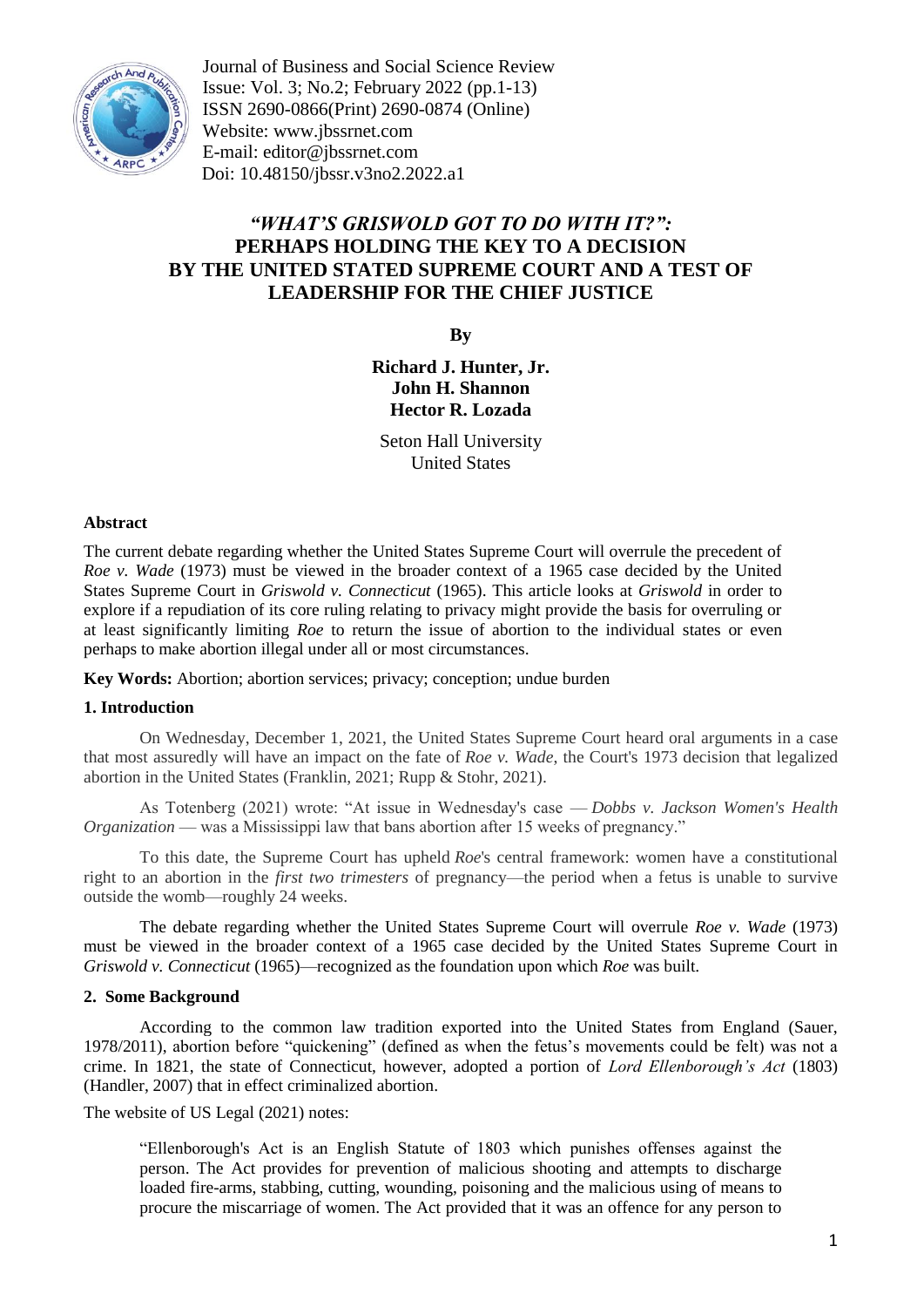Journal of Business and Social Science Review
Issue: Vol. 3; No.2; February 2022 (pp.1-13)
ISSN 2690-0866(Print) 2690-0874 (Online)
Website: www.jbssrnet.com
E-mail: editor@jbssrnet.com
Doi: 10.48150/jbssr.v3no2.2022.a1

# *"WHAT'S GRISWOLD GOT TO DO WITH IT?"*: PERHAPS HOLDING THE KEY TO A DECISION BY THE UNITED STATED SUPREME COURT AND A TEST OF LEADERSHIP FOR THE CHIEF JUSTICE

**By**

**Richard J. Hunter, Jr.**
**John H. Shannon**
**Hector R. Lozada**

Seton Hall University
United States

**Abstract**

The current debate regarding whether the United States Supreme Court will overrule the precedent of *Roe v. Wade* (1973) must be viewed in the broader context of a 1965 case decided by the United States Supreme Court in *Griswold v. Connecticut* (1965). This article looks at *Griswold* in order to explore if a repudiation of its core ruling relating to privacy might provide the basis for overruling or at least significantly limiting *Roe* to return the issue of abortion to the individual states or even perhaps to make abortion illegal under all or most circumstances.

**Key Words:** Abortion; abortion services; privacy; conception; undue burden

## 1. Introduction

On Wednesday, December 1, 2021, the United States Supreme Court heard oral arguments in a case that most assuredly will have an impact on the fate of *Roe v. Wade*, the Court's 1973 decision that legalized abortion in the United States (Franklin, 2021; Rupp & Stohr, 2021).

As Totenberg (2021) wrote: "At issue in Wednesday's case — *Dobbs v. Jackson Women's Health Organization* — was a Mississippi law that bans abortion after 15 weeks of pregnancy."

To this date, the Supreme Court has upheld *Roe*'s central framework: women have a constitutional right to an abortion in the *first two trimesters* of pregnancy—the period when a fetus is unable to survive outside the womb—roughly 24 weeks.

The debate regarding whether the United States Supreme Court will overrule *Roe v. Wade* (1973) must be viewed in the broader context of a 1965 case decided by the United States Supreme Court in *Griswold v. Connecticut* (1965)—recognized as the foundation upon which *Roe* was built.

## 2. Some Background

According to the common law tradition exported into the United States from England (Sauer, 1978/2011), abortion before "quickening" (defined as when the fetus's movements could be felt) was not a crime. In 1821, the state of Connecticut, however, adopted a portion of *Lord Ellenborough's Act* (1803) (Handler, 2007) that in effect criminalized abortion.

The website of US Legal (2021) notes:

> "Ellenborough's Act is an English Statute of 1803 which punishes offenses against the person. The Act provides for prevention of malicious shooting and attempts to discharge loaded fire-arms, stabbing, cutting, wounding, poisoning and the malicious using of means to procure the miscarriage of women. The Act provided that it was an offence for any person to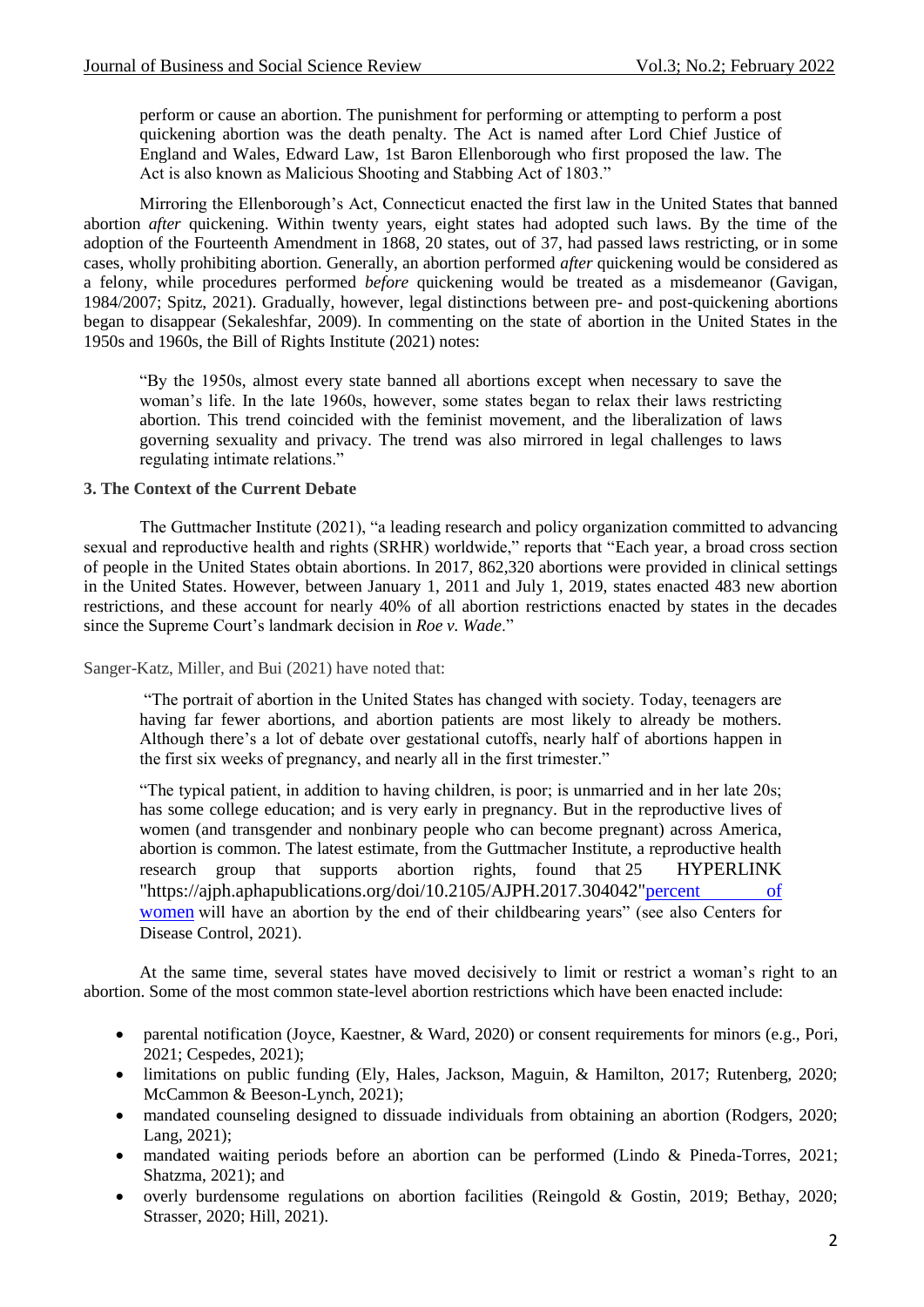> perform or cause an abortion. The punishment for performing or attempting to perform a post quickening abortion was the death penalty. The Act is named after Lord Chief Justice of England and Wales, Edward Law, 1st Baron Ellenborough who first proposed the law. The Act is also known as Malicious Shooting and Stabbing Act of 1803."

Mirroring the Ellenborough's Act, Connecticut enacted the first law in the United States that banned abortion *after* quickening. Within twenty years, eight states had adopted such laws. By the time of the adoption of the Fourteenth Amendment in 1868, 20 states, out of 37, had passed laws restricting, or in some cases, wholly prohibiting abortion. Generally, an abortion performed *after* quickening would be considered as a felony, while procedures performed *before* quickening would be treated as a misdemeanor (Gavigan, 1984/2007; Spitz, 2021). Gradually, however, legal distinctions between pre- and post-quickening abortions began to disappear (Sekaleshfar, 2009). In commenting on the state of abortion in the United States in the 1950s and 1960s, the Bill of Rights Institute (2021) notes:

> "By the 1950s, almost every state banned all abortions except when necessary to save the woman's life. In the late 1960s, however, some states began to relax their laws restricting abortion. This trend coincided with the feminist movement, and the liberalization of laws governing sexuality and privacy. The trend was also mirrored in legal challenges to laws regulating intimate relations."

## 3. The Context of the Current Debate

The Guttmacher Institute (2021), "a leading research and policy organization committed to advancing sexual and reproductive health and rights (SRHR) worldwide," reports that "Each year, a broad cross section of people in the United States obtain abortions. In 2017, 862,320 abortions were provided in clinical settings in the United States. However, between January 1, 2011 and July 1, 2019, states enacted 483 new abortion restrictions, and these account for nearly 40% of all abortion restrictions enacted by states in the decades since the Supreme Court's landmark decision in *Roe v. Wade*."

Sanger-Katz, Miller, and Bui (2021) have noted that:

> "The portrait of abortion in the United States has changed with society. Today, teenagers are having far fewer abortions, and abortion patients are most likely to already be mothers. Although there's a lot of debate over gestational cutoffs, nearly half of abortions happen in the first six weeks of pregnancy, and nearly all in the first trimester."
>
> "The typical patient, in addition to having children, is poor; is unmarried and in her late 20s; has some college education; and is very early in pregnancy. But in the reproductive lives of women (and transgender and nonbinary people who can become pregnant) across America, abortion is common. The latest estimate, from the Guttmacher Institute, a reproductive health research group that supports abortion rights, found that 25 HYPERLINK "https://ajph.aphapublications.org/doi/10.2105/AJPH.2017.304042"percent of women will have an abortion by the end of their childbearing years" (see also Centers for Disease Control, 2021).

At the same time, several states have moved decisively to limit or restrict a woman's right to an abortion. Some of the most common state-level abortion restrictions which have been enacted include:

- parental notification (Joyce, Kaestner, & Ward, 2020) or consent requirements for minors (e.g., Pori, 2021; Cespedes, 2021);
- limitations on public funding (Ely, Hales, Jackson, Maguin, & Hamilton, 2017; Rutenberg, 2020; McCammon & Beeson-Lynch, 2021);
- mandated counseling designed to dissuade individuals from obtaining an abortion (Rodgers, 2020; Lang, 2021);
- mandated waiting periods before an abortion can be performed (Lindo & Pineda-Torres, 2021; Shatzma, 2021); and
- overly burdensome regulations on abortion facilities (Reingold & Gostin, 2019; Bethay, 2020; Strasser, 2020; Hill, 2021).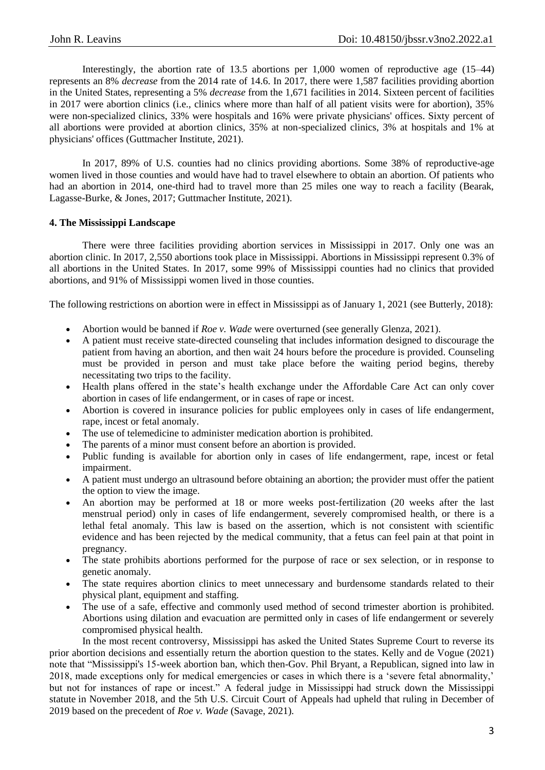Interestingly, the abortion rate of 13.5 abortions per 1,000 women of reproductive age (15–44) represents an 8% *decrease* from the 2014 rate of 14.6. In 2017, there were 1,587 facilities providing abortion in the United States, representing a 5% *decrease* from the 1,671 facilities in 2014. Sixteen percent of facilities in 2017 were abortion clinics (i.e., clinics where more than half of all patient visits were for abortion), 35% were non-specialized clinics, 33% were hospitals and 16% were private physicians' offices. Sixty percent of all abortions were provided at abortion clinics, 35% at non-specialized clinics, 3% at hospitals and 1% at physicians' offices (Guttmacher Institute, 2021).

In 2017, 89% of U.S. counties had no clinics providing abortions. Some 38% of reproductive-age women lived in those counties and would have had to travel elsewhere to obtain an abortion. Of patients who had an abortion in 2014, one-third had to travel more than 25 miles one way to reach a facility (Bearak, Lagasse-Burke, & Jones, 2017; Guttmacher Institute, 2021).

### 4. The Mississippi Landscape

There were three facilities providing abortion services in Mississippi in 2017. Only one was an abortion clinic. In 2017, 2,550 abortions took place in Mississippi. Abortions in Mississippi represent 0.3% of all abortions in the United States. In 2017, some 99% of Mississippi counties had no clinics that provided abortions, and 91% of Mississippi women lived in those counties.

The following restrictions on abortion were in effect in Mississippi as of January 1, 2021 (see Butterly, 2018):

- Abortion would be banned if *Roe v. Wade* were overturned (see generally Glenza, 2021).
- A patient must receive state-directed counseling that includes information designed to discourage the patient from having an abortion, and then wait 24 hours before the procedure is provided. Counseling must be provided in person and must take place before the waiting period begins, thereby necessitating two trips to the facility.
- Health plans offered in the state's health exchange under the Affordable Care Act can only cover abortion in cases of life endangerment, or in cases of rape or incest.
- Abortion is covered in insurance policies for public employees only in cases of life endangerment, rape, incest or fetal anomaly.
- The use of telemedicine to administer medication abortion is prohibited.
- The parents of a minor must consent before an abortion is provided.
- Public funding is available for abortion only in cases of life endangerment, rape, incest or fetal impairment.
- A patient must undergo an ultrasound before obtaining an abortion; the provider must offer the patient the option to view the image.
- An abortion may be performed at 18 or more weeks post-fertilization (20 weeks after the last menstrual period) only in cases of life endangerment, severely compromised health, or there is a lethal fetal anomaly. This law is based on the assertion, which is not consistent with scientific evidence and has been rejected by the medical community, that a fetus can feel pain at that point in pregnancy.
- The state prohibits abortions performed for the purpose of race or sex selection, or in response to genetic anomaly.
- The state requires abortion clinics to meet unnecessary and burdensome standards related to their physical plant, equipment and staffing.
- The use of a safe, effective and commonly used method of second trimester abortion is prohibited. Abortions using dilation and evacuation are permitted only in cases of life endangerment or severely compromised physical health.

In the most recent controversy, Mississippi has asked the United States Supreme Court to reverse its prior abortion decisions and essentially return the abortion question to the states. Kelly and de Vogue (2021) note that "Mississippi's 15-week abortion ban, which then-Gov. Phil Bryant, a Republican, signed into law in 2018, made exceptions only for medical emergencies or cases in which there is a 'severe fetal abnormality,' but not for instances of rape or incest." A federal judge in Mississippi had struck down the Mississippi statute in November 2018, and the 5th U.S. Circuit Court of Appeals had upheld that ruling in December of 2019 based on the precedent of *Roe v. Wade* (Savage, 2021).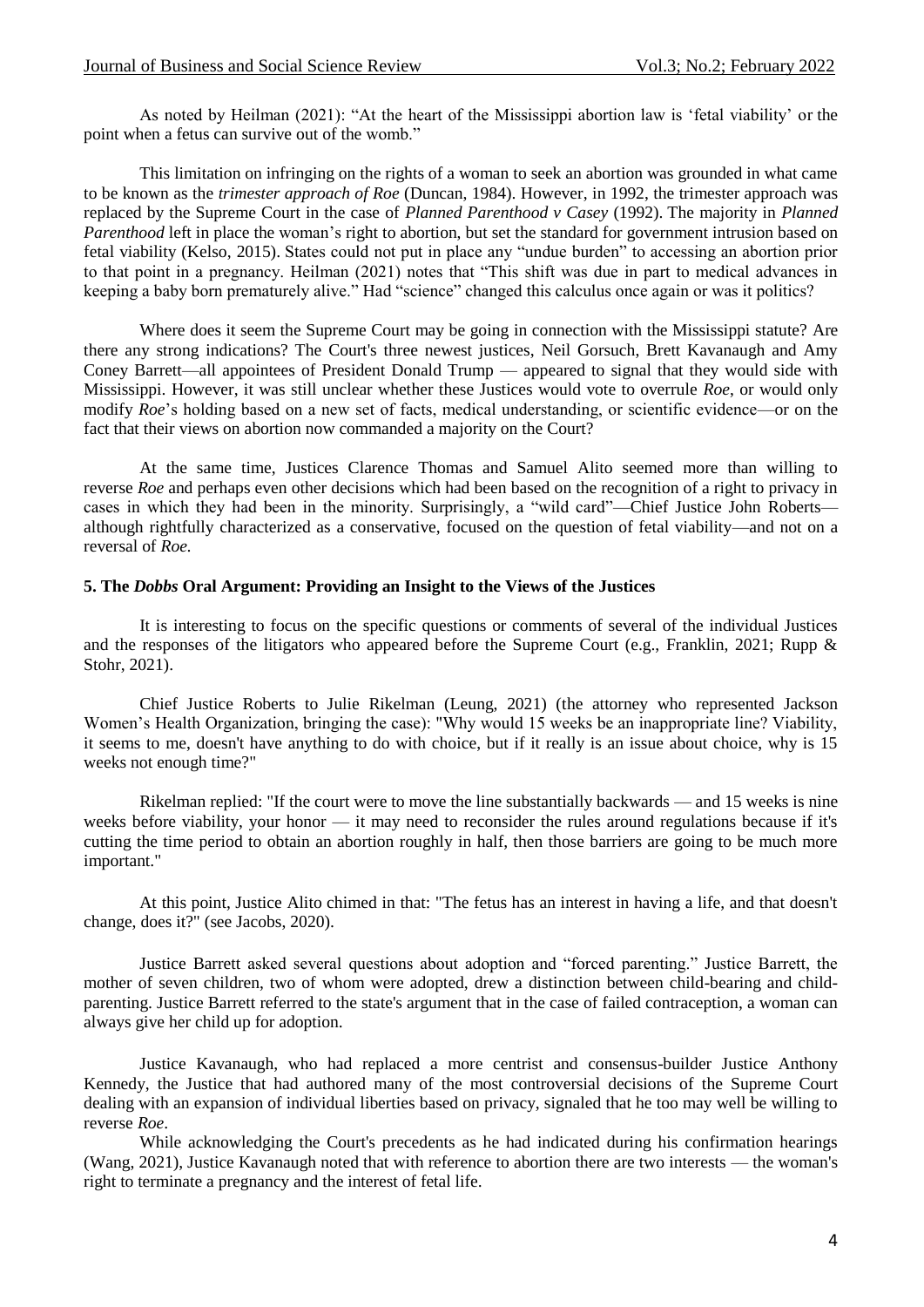As noted by Heilman (2021): "At the heart of the Mississippi abortion law is 'fetal viability' or the point when a fetus can survive out of the womb."

This limitation on infringing on the rights of a woman to seek an abortion was grounded in what came to be known as the *trimester approach of Roe* (Duncan, 1984). However, in 1992, the trimester approach was replaced by the Supreme Court in the case of *Planned Parenthood v Casey* (1992). The majority in *Planned Parenthood* left in place the woman's right to abortion, but set the standard for government intrusion based on fetal viability (Kelso, 2015). States could not put in place any "undue burden" to accessing an abortion prior to that point in a pregnancy. Heilman (2021) notes that "This shift was due in part to medical advances in keeping a baby born prematurely alive." Had "science" changed this calculus once again or was it politics?

Where does it seem the Supreme Court may be going in connection with the Mississippi statute? Are there any strong indications? The Court's three newest justices, Neil Gorsuch, Brett Kavanaugh and Amy Coney Barrett—all appointees of President Donald Trump — appeared to signal that they would side with Mississippi. However, it was still unclear whether these Justices would vote to overrule *Roe*, or would only modify *Roe*'s holding based on a new set of facts, medical understanding, or scientific evidence—or on the fact that their views on abortion now commanded a majority on the Court?

At the same time, Justices Clarence Thomas and Samuel Alito seemed more than willing to reverse *Roe* and perhaps even other decisions which had been based on the recognition of a right to privacy in cases in which they had been in the minority. Surprisingly, a "wild card"—Chief Justice John Roberts—although rightfully characterized as a conservative, focused on the question of fetal viability—and not on a reversal of *Roe.*

## 5. The *Dobbs* Oral Argument: Providing an Insight to the Views of the Justices

It is interesting to focus on the specific questions or comments of several of the individual Justices and the responses of the litigators who appeared before the Supreme Court (e.g., Franklin, 2021; Rupp & Stohr, 2021).

Chief Justice Roberts to Julie Rikelman (Leung, 2021) (the attorney who represented Jackson Women's Health Organization, bringing the case): "Why would 15 weeks be an inappropriate line? Viability, it seems to me, doesn't have anything to do with choice, but if it really is an issue about choice, why is 15 weeks not enough time?"

Rikelman replied: "If the court were to move the line substantially backwards — and 15 weeks is nine weeks before viability, your honor — it may need to reconsider the rules around regulations because if it's cutting the time period to obtain an abortion roughly in half, then those barriers are going to be much more important."

At this point, Justice Alito chimed in that: "The fetus has an interest in having a life, and that doesn't change, does it?" (see Jacobs, 2020).

Justice Barrett asked several questions about adoption and "forced parenting." Justice Barrett, the mother of seven children, two of whom were adopted, drew a distinction between child-bearing and child-parenting. Justice Barrett referred to the state's argument that in the case of failed contraception, a woman can always give her child up for adoption.

Justice Kavanaugh, who had replaced a more centrist and consensus-builder Justice Anthony Kennedy, the Justice that had authored many of the most controversial decisions of the Supreme Court dealing with an expansion of individual liberties based on privacy, signaled that he too may well be willing to reverse *Roe*.

While acknowledging the Court's precedents as he had indicated during his confirmation hearings (Wang, 2021), Justice Kavanaugh noted that with reference to abortion there are two interests — the woman's right to terminate a pregnancy and the interest of fetal life.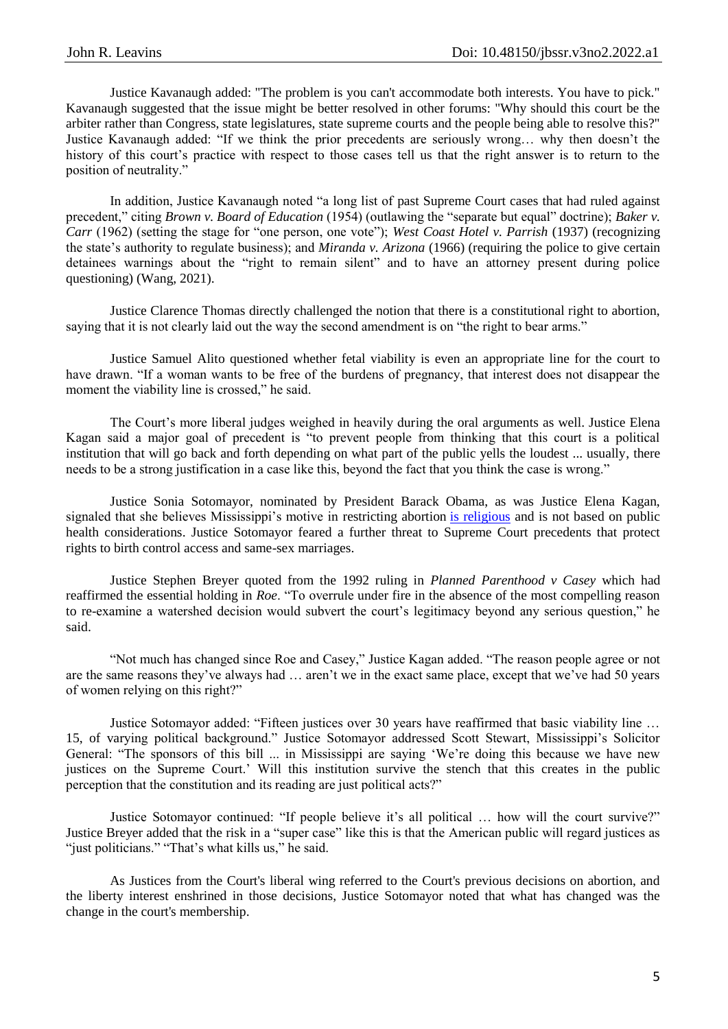Justice Kavanaugh added: "The problem is you can't accommodate both interests. You have to pick." Kavanaugh suggested that the issue might be better resolved in other forums: "Why should this court be the arbiter rather than Congress, state legislatures, state supreme courts and the people being able to resolve this?" Justice Kavanaugh added: "If we think the prior precedents are seriously wrong… why then doesn't the history of this court's practice with respect to those cases tell us that the right answer is to return to the position of neutrality."

In addition, Justice Kavanaugh noted "a long list of past Supreme Court cases that had ruled against precedent," citing *Brown v. Board of Education* (1954) (outlawing the "separate but equal" doctrine); *Baker v. Carr* (1962) (setting the stage for "one person, one vote"); *West Coast Hotel v. Parrish* (1937) (recognizing the state's authority to regulate business); and *Miranda v. Arizona* (1966) (requiring the police to give certain detainees warnings about the "right to remain silent" and to have an attorney present during police questioning) (Wang, 2021).

Justice Clarence Thomas directly challenged the notion that there is a constitutional right to abortion, saying that it is not clearly laid out the way the second amendment is on "the right to bear arms."

Justice Samuel Alito questioned whether fetal viability is even an appropriate line for the court to have drawn. "If a woman wants to be free of the burdens of pregnancy, that interest does not disappear the moment the viability line is crossed," he said.

The Court's more liberal judges weighed in heavily during the oral arguments as well. Justice Elena Kagan said a major goal of precedent is "to prevent people from thinking that this court is a political institution that will go back and forth depending on what part of the public yells the loudest ... usually, there needs to be a strong justification in a case like this, beyond the fact that you think the case is wrong."

Justice Sonia Sotomayor, nominated by President Barack Obama, as was Justice Elena Kagan, signaled that she believes Mississippi's motive in restricting abortion is religious and is not based on public health considerations. Justice Sotomayor feared a further threat to Supreme Court precedents that protect rights to birth control access and same-sex marriages.

Justice Stephen Breyer quoted from the 1992 ruling in *Planned Parenthood v Casey* which had reaffirmed the essential holding in *Roe*. "To overrule under fire in the absence of the most compelling reason to re-examine a watershed decision would subvert the court's legitimacy beyond any serious question," he said.

"Not much has changed since Roe and Casey," Justice Kagan added. "The reason people agree or not are the same reasons they've always had … aren't we in the exact same place, except that we've had 50 years of women relying on this right?"

Justice Sotomayor added: "Fifteen justices over 30 years have reaffirmed that basic viability line … 15, of varying political background." Justice Sotomayor addressed Scott Stewart, Mississippi's Solicitor General: "The sponsors of this bill ... in Mississippi are saying 'We're doing this because we have new justices on the Supreme Court.' Will this institution survive the stench that this creates in the public perception that the constitution and its reading are just political acts?"

Justice Sotomayor continued: "If people believe it's all political … how will the court survive?" Justice Breyer added that the risk in a "super case" like this is that the American public will regard justices as "just politicians." "That's what kills us," he said.

As Justices from the Court's liberal wing referred to the Court's previous decisions on abortion, and the liberty interest enshrined in those decisions, Justice Sotomayor noted that what has changed was the change in the court's membership.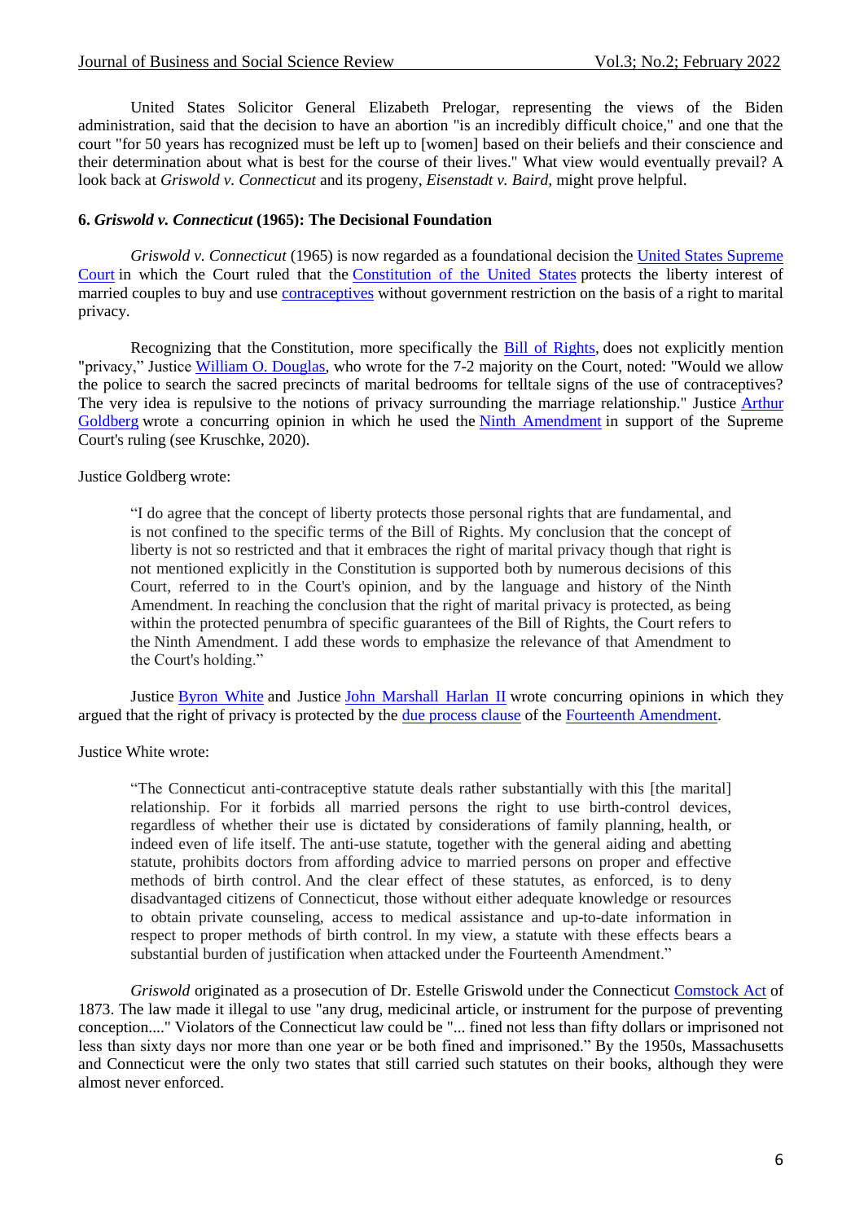United States Solicitor General Elizabeth Prelogar, representing the views of the Biden administration, said that the decision to have an abortion "is an incredibly difficult choice," and one that the court "for 50 years has recognized must be left up to [women] based on their beliefs and their conscience and their determination about what is best for the course of their lives." What view would eventually prevail? A look back at *Griswold v. Connecticut* and its progeny, *Eisenstadt v. Baird,* might prove helpful.

### 6. *Griswold v. Connecticut* (1965): The Decisional Foundation

*Griswold v. Connecticut* (1965) is now regarded as a foundational decision the United States Supreme Court in which the Court ruled that the Constitution of the United States protects the liberty interest of married couples to buy and use contraceptives without government restriction on the basis of a right to marital privacy.

Recognizing that the Constitution, more specifically the Bill of Rights, does not explicitly mention "privacy," Justice William O. Douglas, who wrote for the 7-2 majority on the Court, noted: "Would we allow the police to search the sacred precincts of marital bedrooms for telltale signs of the use of contraceptives? The very idea is repulsive to the notions of privacy surrounding the marriage relationship." Justice Arthur Goldberg wrote a concurring opinion in which he used the Ninth Amendment in support of the Supreme Court's ruling (see Kruschke, 2020).

Justice Goldberg wrote:

> "I do agree that the concept of liberty protects those personal rights that are fundamental, and is not confined to the specific terms of the Bill of Rights. My conclusion that the concept of liberty is not so restricted and that it embraces the right of marital privacy though that right is not mentioned explicitly in the Constitution is supported both by numerous decisions of this Court, referred to in the Court's opinion, and by the language and history of the Ninth Amendment. In reaching the conclusion that the right of marital privacy is protected, as being within the protected penumbra of specific guarantees of the Bill of Rights, the Court refers to the Ninth Amendment. I add these words to emphasize the relevance of that Amendment to the Court's holding."

Justice Byron White and Justice John Marshall Harlan II wrote concurring opinions in which they argued that the right of privacy is protected by the due process clause of the Fourteenth Amendment.

Justice White wrote:

> "The Connecticut anti-contraceptive statute deals rather substantially with this [the marital] relationship. For it forbids all married persons the right to use birth-control devices, regardless of whether their use is dictated by considerations of family planning, health, or indeed even of life itself. The anti-use statute, together with the general aiding and abetting statute, prohibits doctors from affording advice to married persons on proper and effective methods of birth control. And the clear effect of these statutes, as enforced, is to deny disadvantaged citizens of Connecticut, those without either adequate knowledge or resources to obtain private counseling, access to medical assistance and up-to-date information in respect to proper methods of birth control. In my view, a statute with these effects bears a substantial burden of justification when attacked under the Fourteenth Amendment."

*Griswold* originated as a prosecution of Dr. Estelle Griswold under the Connecticut Comstock Act of 1873. The law made it illegal to use "any drug, medicinal article, or instrument for the purpose of preventing conception...." Violators of the Connecticut law could be "... fined not less than fifty dollars or imprisoned not less than sixty days nor more than one year or be both fined and imprisoned." By the 1950s, Massachusetts and Connecticut were the only two states that still carried such statutes on their books, although they were almost never enforced.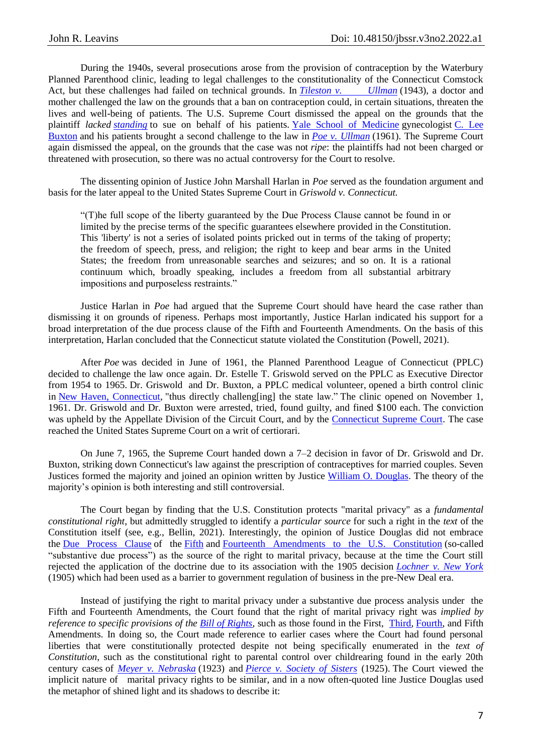During the 1940s, several prosecutions arose from the provision of contraception by the Waterbury Planned Parenthood clinic, leading to legal challenges to the constitutionality of the Connecticut Comstock Act, but these challenges had failed on technical grounds. In *Tileston v. Ullman* (1943), a doctor and mother challenged the law on the grounds that a ban on contraception could, in certain situations, threaten the lives and well-being of patients. The U.S. Supreme Court dismissed the appeal on the grounds that the plaintiff *lacked standing* to sue on behalf of his patients. Yale School of Medicine gynecologist C. Lee Buxton and his patients brought a second challenge to the law in *Poe v. Ullman* (1961). The Supreme Court again dismissed the appeal, on the grounds that the case was not *ripe*: the plaintiffs had not been charged or threatened with prosecution, so there was no actual controversy for the Court to resolve.

The dissenting opinion of Justice John Marshall Harlan in *Poe* served as the foundation argument and basis for the later appeal to the United States Supreme Court in *Griswold v. Connecticut.*

> "(T)he full scope of the liberty guaranteed by the Due Process Clause cannot be found in or limited by the precise terms of the specific guarantees elsewhere provided in the Constitution. This 'liberty' is not a series of isolated points pricked out in terms of the taking of property; the freedom of speech, press, and religion; the right to keep and bear arms in the United States; the freedom from unreasonable searches and seizures; and so on. It is a rational continuum which, broadly speaking, includes a freedom from all substantial arbitrary impositions and purposeless restraints."

Justice Harlan in *Poe* had argued that the Supreme Court should have heard the case rather than dismissing it on grounds of ripeness. Perhaps most importantly, Justice Harlan indicated his support for a broad interpretation of the due process clause of the Fifth and Fourteenth Amendments. On the basis of this interpretation, Harlan concluded that the Connecticut statute violated the Constitution (Powell, 2021).

After *Poe* was decided in June of 1961, the Planned Parenthood League of Connecticut (PPLC) decided to challenge the law once again. Dr. Estelle T. Griswold served on the PPLC as Executive Director from 1954 to 1965. Dr. Griswold and Dr. Buxton, a PPLC medical volunteer, opened a birth control clinic in New Haven, Connecticut, "thus directly challeng[ing] the state law." The clinic opened on November 1, 1961. Dr. Griswold and Dr. Buxton were arrested, tried, found guilty, and fined $100 each. The conviction was upheld by the Appellate Division of the Circuit Court, and by the Connecticut Supreme Court. The case reached the United States Supreme Court on a writ of certiorari.

On June 7, 1965, the Supreme Court handed down a 7–2 decision in favor of Dr. Griswold and Dr. Buxton, striking down Connecticut's law against the prescription of contraceptives for married couples. Seven Justices formed the majority and joined an opinion written by Justice William O. Douglas. The theory of the majority's opinion is both interesting and still controversial.

The Court began by finding that the U.S. Constitution protects "marital privacy" as a *fundamental constitutional right*, but admittedly struggled to identify a *particular source* for such a right in the *text* of the Constitution itself (see, e.g., Bellin, 2021). Interestingly, the opinion of Justice Douglas did not embrace the Due Process Clause of the Fifth and Fourteenth Amendments to the U.S. Constitution (so-called "substantive due process") as the source of the right to marital privacy, because at the time the Court still rejected the application of the doctrine due to its association with the 1905 decision *Lochner v. New York* (1905) which had been used as a barrier to government regulation of business in the pre-New Deal era.

Instead of justifying the right to marital privacy under a substantive due process analysis under the Fifth and Fourteenth Amendments, the Court found that the right of marital privacy right was *implied by reference to specific provisions of the Bill of Rights*, such as those found in the First, Third, Fourth, and Fifth Amendments. In doing so, the Court made reference to earlier cases where the Court had found personal liberties that were constitutionally protected despite not being specifically enumerated in the *text of Constitution*, such as the constitutional right to parental control over childrearing found in the early 20th century cases of *Meyer v. Nebraska* (1923) and *Pierce v. Society of Sisters* (1925). The Court viewed the implicit nature of marital privacy rights to be similar, and in a now often-quoted line Justice Douglas used the metaphor of shined light and its shadows to describe it: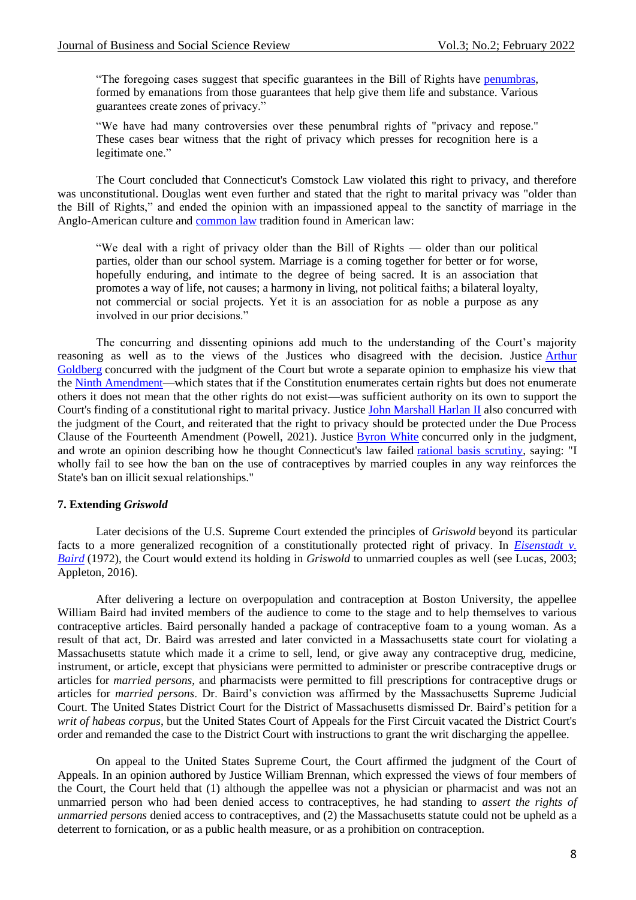> "The foregoing cases suggest that specific guarantees in the Bill of Rights have penumbras, formed by emanations from those guarantees that help give them life and substance. Various guarantees create zones of privacy."

> "We have had many controversies over these penumbral rights of "privacy and repose." These cases bear witness that the right of privacy which presses for recognition here is a legitimate one."

The Court concluded that Connecticut's Comstock Law violated this right to privacy, and therefore was unconstitutional. Douglas went even further and stated that the right to marital privacy was "older than the Bill of Rights," and ended the opinion with an impassioned appeal to the sanctity of marriage in the Anglo-American culture and common law tradition found in American law:

> "We deal with a right of privacy older than the Bill of Rights — older than our political parties, older than our school system. Marriage is a coming together for better or for worse, hopefully enduring, and intimate to the degree of being sacred. It is an association that promotes a way of life, not causes; a harmony in living, not political faiths; a bilateral loyalty, not commercial or social projects. Yet it is an association for as noble a purpose as any involved in our prior decisions."

The concurring and dissenting opinions add much to the understanding of the Court's majority reasoning as well as to the views of the Justices who disagreed with the decision. Justice Arthur Goldberg concurred with the judgment of the Court but wrote a separate opinion to emphasize his view that the Ninth Amendment—which states that if the Constitution enumerates certain rights but does not enumerate others it does not mean that the other rights do not exist—was sufficient authority on its own to support the Court's finding of a constitutional right to marital privacy. Justice John Marshall Harlan II also concurred with the judgment of the Court, and reiterated that the right to privacy should be protected under the Due Process Clause of the Fourteenth Amendment (Powell, 2021). Justice Byron White concurred only in the judgment, and wrote an opinion describing how he thought Connecticut's law failed rational basis scrutiny, saying: "I wholly fail to see how the ban on the use of contraceptives by married couples in any way reinforces the State's ban on illicit sexual relationships."

### 7. Extending *Griswold*

Later decisions of the U.S. Supreme Court extended the principles of *Griswold* beyond its particular facts to a more generalized recognition of a constitutionally protected right of privacy. In *Eisenstadt v. Baird* (1972), the Court would extend its holding in *Griswold* to unmarried couples as well (see Lucas, 2003; Appleton, 2016).

After delivering a lecture on overpopulation and contraception at Boston University, the appellee William Baird had invited members of the audience to come to the stage and to help themselves to various contraceptive articles. Baird personally handed a package of contraceptive foam to a young woman. As a result of that act, Dr. Baird was arrested and later convicted in a Massachusetts state court for violating a Massachusetts statute which made it a crime to sell, lend, or give away any contraceptive drug, medicine, instrument, or article, except that physicians were permitted to administer or prescribe contraceptive drugs or articles for *married persons*, and pharmacists were permitted to fill prescriptions for contraceptive drugs or articles for *married persons*. Dr. Baird's conviction was affirmed by the Massachusetts Supreme Judicial Court. The United States District Court for the District of Massachusetts dismissed Dr. Baird's petition for a *writ of habeas corpus*, but the United States Court of Appeals for the First Circuit vacated the District Court's order and remanded the case to the District Court with instructions to grant the writ discharging the appellee.

On appeal to the United States Supreme Court, the Court affirmed the judgment of the Court of Appeals. In an opinion authored by Justice William Brennan, which expressed the views of four members of the Court, the Court held that (1) although the appellee was not a physician or pharmacist and was not an unmarried person who had been denied access to contraceptives, he had standing to *assert the rights of unmarried persons* denied access to contraceptives, and (2) the Massachusetts statute could not be upheld as a deterrent to fornication, or as a public health measure, or as a prohibition on contraception.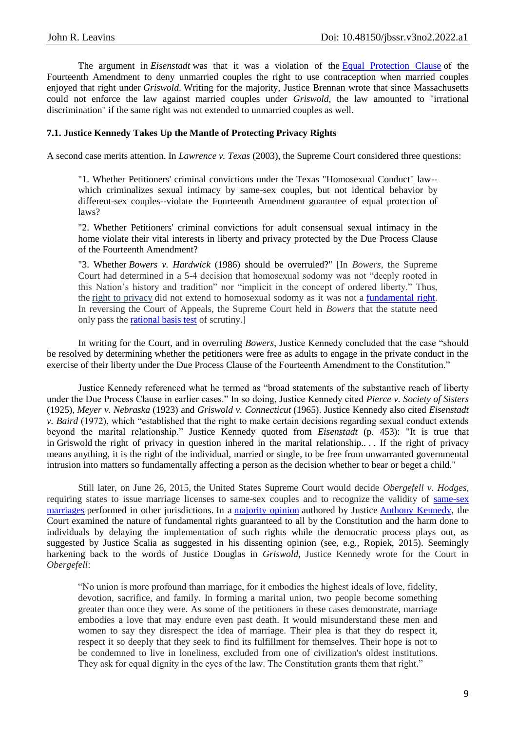The argument in *Eisenstadt* was that it was a violation of the Equal Protection Clause of the Fourteenth Amendment to deny unmarried couples the right to use contraception when married couples enjoyed that right under *Griswold*. Writing for the majority, Justice Brennan wrote that since Massachusetts could not enforce the law against married couples under *Griswold*, the law amounted to "irrational discrimination" if the same right was not extended to unmarried couples as well.

### 7.1. Justice Kennedy Takes Up the Mantle of Protecting Privacy Rights

A second case merits attention. In *Lawrence v. Texas* (2003), the Supreme Court considered three questions:

> "1. Whether Petitioners' criminal convictions under the Texas "Homosexual Conduct" law--which criminalizes sexual intimacy by same-sex couples, but not identical behavior by different-sex couples--violate the Fourteenth Amendment guarantee of equal protection of laws?
>
> "2. Whether Petitioners' criminal convictions for adult consensual sexual intimacy in the home violate their vital interests in liberty and privacy protected by the Due Process Clause of the Fourteenth Amendment?
>
> "3. Whether *Bowers v. Hardwick* (1986) should be overruled?" [In *Bowers*, the Supreme Court had determined in a 5-4 decision that homosexual sodomy was not "deeply rooted in this Nation's history and tradition" nor "implicit in the concept of ordered liberty." Thus, the right to privacy did not extend to homosexual sodomy as it was not a fundamental right. In reversing the Court of Appeals, the Supreme Court held in *Bowers* that the statute need only pass the rational basis test of scrutiny.]

In writing for the Court, and in overruling *Bowers*, Justice Kennedy concluded that the case "should be resolved by determining whether the petitioners were free as adults to engage in the private conduct in the exercise of their liberty under the Due Process Clause of the Fourteenth Amendment to the Constitution."

Justice Kennedy referenced what he termed as "broad statements of the substantive reach of liberty under the Due Process Clause in earlier cases." In so doing, Justice Kennedy cited *Pierce v. Society of Sisters* (1925), *Meyer v. Nebraska* (1923) and *Griswold v. Connecticut* (1965). Justice Kennedy also cited *Eisenstadt v. Baird* (1972), which "established that the right to make certain decisions regarding sexual conduct extends beyond the marital relationship." Justice Kennedy quoted from *Eisenstadt* (p. 453): "It is true that in Griswold the right of privacy in question inhered in the marital relationship.. . . If the right of privacy means anything, it is the right of the individual, married or single, to be free from unwarranted governmental intrusion into matters so fundamentally affecting a person as the decision whether to bear or beget a child."

Still later, on June 26, 2015, the United States Supreme Court would decide *Obergefell v. Hodges*, requiring states to issue marriage licenses to same-sex couples and to recognize the validity of same-sex marriages performed in other jurisdictions. In a majority opinion authored by Justice Anthony Kennedy, the Court examined the nature of fundamental rights guaranteed to all by the Constitution and the harm done to individuals by delaying the implementation of such rights while the democratic process plays out, as suggested by Justice Scalia as suggested in his dissenting opinion (see, e.g., Ropiek, 2015). Seemingly harkening back to the words of Justice Douglas in *Griswold*, Justice Kennedy wrote for the Court in *Obergefell*:

> "No union is more profound than marriage, for it embodies the highest ideals of love, fidelity, devotion, sacrifice, and family. In forming a marital union, two people become something greater than once they were. As some of the petitioners in these cases demonstrate, marriage embodies a love that may endure even past death. It would misunderstand these men and women to say they disrespect the idea of marriage. Their plea is that they do respect it, respect it so deeply that they seek to find its fulfillment for themselves. Their hope is not to be condemned to live in loneliness, excluded from one of civilization's oldest institutions. They ask for equal dignity in the eyes of the law. The Constitution grants them that right."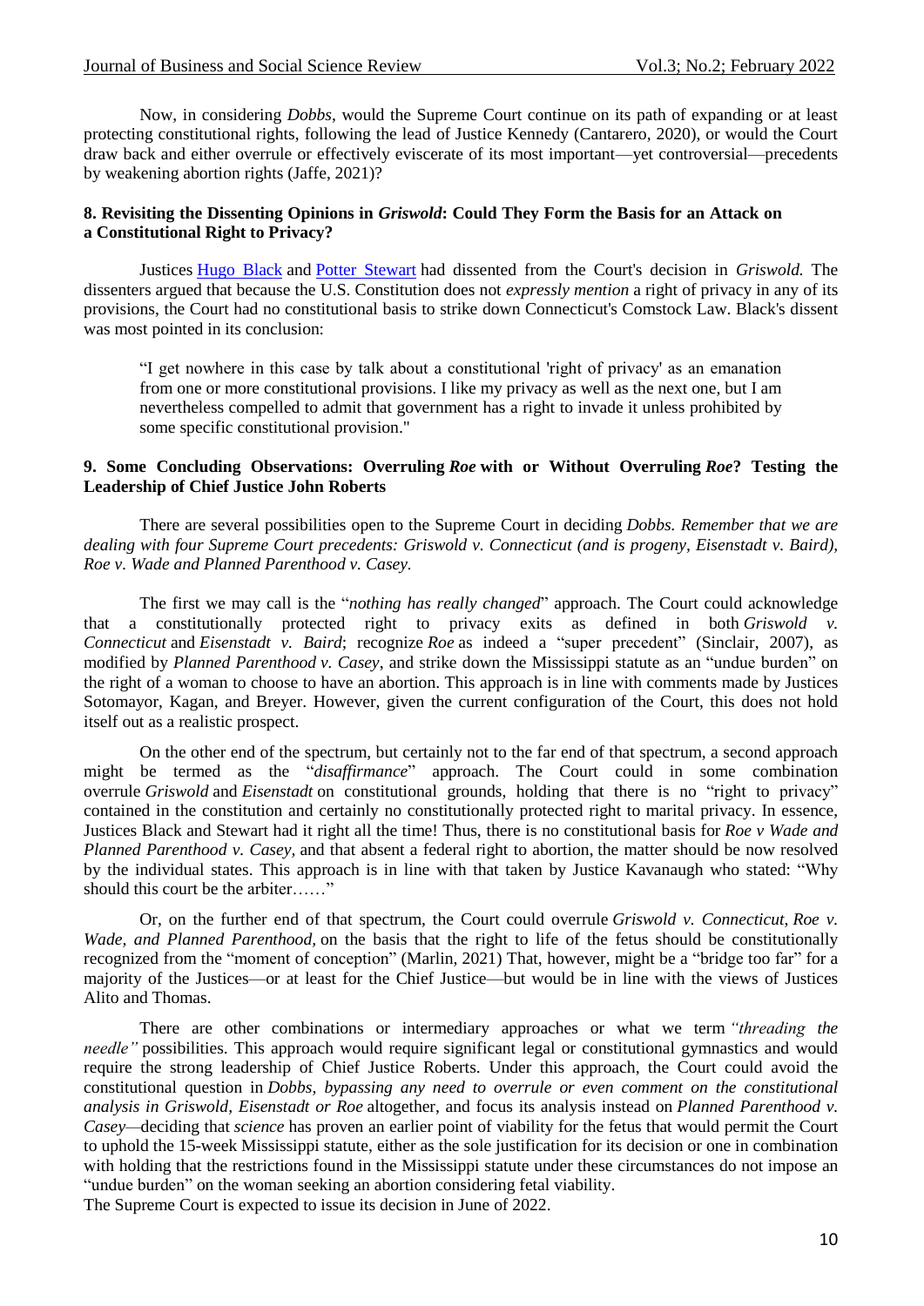Now, in considering *Dobbs*, would the Supreme Court continue on its path of expanding or at least protecting constitutional rights, following the lead of Justice Kennedy (Cantarero, 2020), or would the Court draw back and either overrule or effectively eviscerate of its most important—yet controversial—precedents by weakening abortion rights (Jaffe, 2021)?

## 8. Revisiting the Dissenting Opinions in *Griswold*: Could They Form the Basis for an Attack on a Constitutional Right to Privacy?

Justices Hugo Black and Potter Stewart had dissented from the Court's decision in *Griswold.* The dissenters argued that because the U.S. Constitution does not *expressly mention* a right of privacy in any of its provisions, the Court had no constitutional basis to strike down Connecticut's Comstock Law. Black's dissent was most pointed in its conclusion:

> "I get nowhere in this case by talk about a constitutional 'right of privacy' as an emanation from one or more constitutional provisions. I like my privacy as well as the next one, but I am nevertheless compelled to admit that government has a right to invade it unless prohibited by some specific constitutional provision."

## 9. Some Concluding Observations: Overruling *Roe* with or Without Overruling *Roe*? Testing the Leadership of Chief Justice John Roberts

There are several possibilities open to the Supreme Court in deciding *Dobbs. Remember that we are dealing with four Supreme Court precedents: Griswold v. Connecticut (and is progeny, Eisenstadt v. Baird), Roe v. Wade and Planned Parenthood v. Casey.*

The first we may call is the "*nothing has really changed*" approach. The Court could acknowledge that a constitutionally protected right to privacy exits as defined in both *Griswold v. Connecticut* and *Eisenstadt v. Baird*; recognize *Roe* as indeed a "super precedent" (Sinclair, 2007), as modified by *Planned Parenthood v. Casey*, and strike down the Mississippi statute as an "undue burden" on the right of a woman to choose to have an abortion. This approach is in line with comments made by Justices Sotomayor, Kagan, and Breyer. However, given the current configuration of the Court, this does not hold itself out as a realistic prospect.

On the other end of the spectrum, but certainly not to the far end of that spectrum, a second approach might be termed as the "*disaffirmance*" approach. The Court could in some combination overrule *Griswold* and *Eisenstadt* on constitutional grounds, holding that there is no "right to privacy" contained in the constitution and certainly no constitutionally protected right to marital privacy. In essence, Justices Black and Stewart had it right all the time! Thus, there is no constitutional basis for *Roe v Wade and Planned Parenthood v. Casey,* and that absent a federal right to abortion, the matter should be now resolved by the individual states. This approach is in line with that taken by Justice Kavanaugh who stated: "Why should this court be the arbiter……"

Or, on the further end of that spectrum, the Court could overrule *Griswold v. Connecticut, Roe v. Wade, and Planned Parenthood,* on the basis that the right to life of the fetus should be constitutionally recognized from the "moment of conception" (Marlin, 2021) That, however, might be a "bridge too far" for a majority of the Justices—or at least for the Chief Justice—but would be in line with the views of Justices Alito and Thomas.

There are other combinations or intermediary approaches or what we term *"threading the needle"* possibilities. This approach would require significant legal or constitutional gymnastics and would require the strong leadership of Chief Justice Roberts. Under this approach, the Court could avoid the constitutional question in *Dobbs, bypassing any need to overrule or even comment on the constitutional analysis in Griswold, Eisenstadt or Roe* altogether, and focus its analysis instead on *Planned Parenthood v. Casey—*deciding that *science* has proven an earlier point of viability for the fetus that would permit the Court to uphold the 15-week Mississippi statute, either as the sole justification for its decision or one in combination with holding that the restrictions found in the Mississippi statute under these circumstances do not impose an "undue burden" on the woman seeking an abortion considering fetal viability.

The Supreme Court is expected to issue its decision in June of 2022.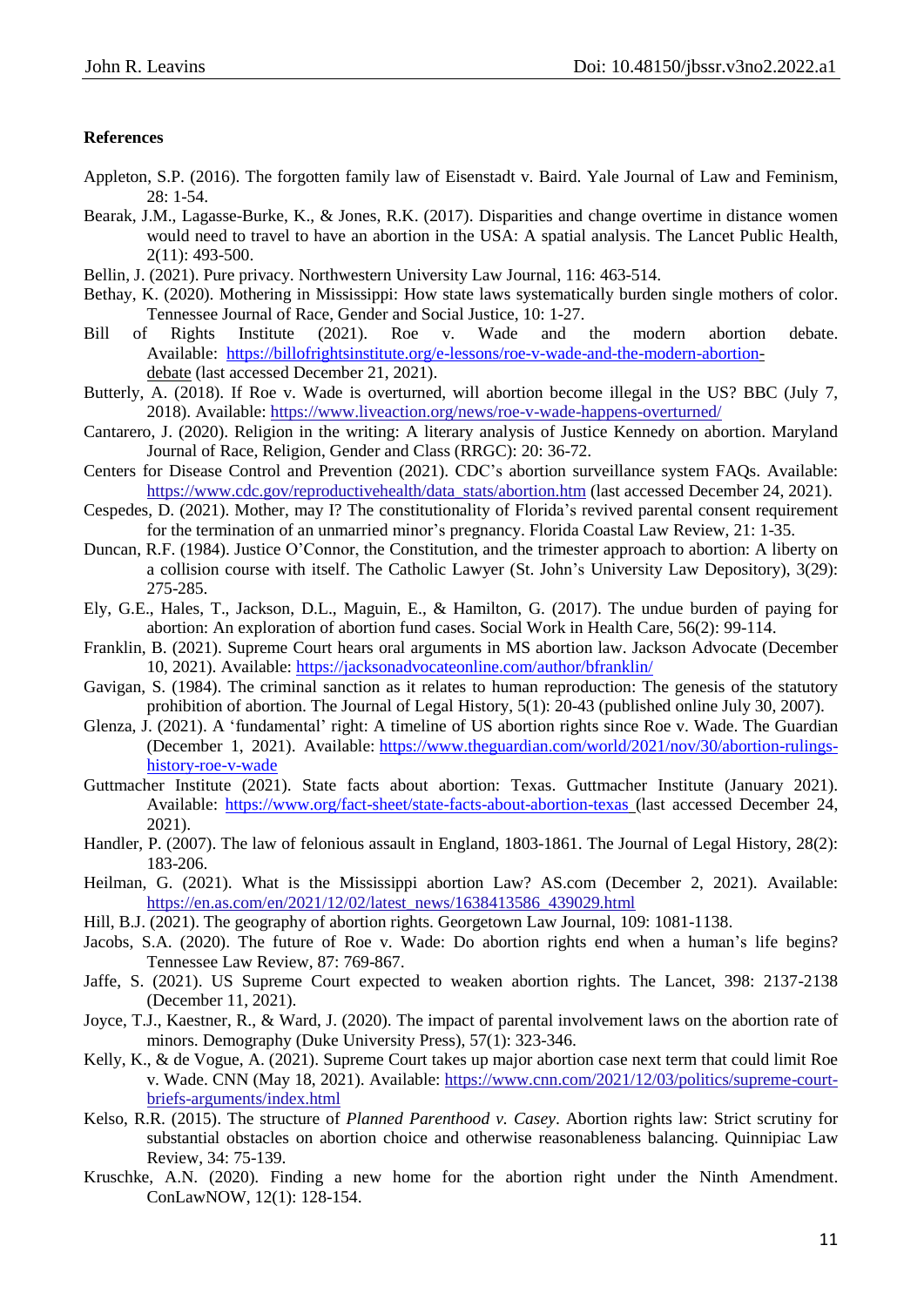**References**

Appleton, S.P. (2016). The forgotten family law of Eisenstadt v. Baird. Yale Journal of Law and Feminism, 28: 1-54.

Bearak, J.M., Lagasse-Burke, K., & Jones, R.K. (2017). Disparities and change overtime in distance women would need to travel to have an abortion in the USA: A spatial analysis. The Lancet Public Health, 2(11): 493-500.

Bellin, J. (2021). Pure privacy. Northwestern University Law Journal, 116: 463-514.

Bethay, K. (2020). Mothering in Mississippi: How state laws systematically burden single mothers of color. Tennessee Journal of Race, Gender and Social Justice, 10: 1-27.

Bill of Rights Institute (2021). Roe v. Wade and the modern abortion debate. Available: https://billofrightsinstitute.org/e-lessons/roe-v-wade-and-the-modern-abortion-debate (last accessed December 21, 2021).

Butterly, A. (2018). If Roe v. Wade is overturned, will abortion become illegal in the US? BBC (July 7, 2018). Available: https://www.liveaction.org/news/roe-v-wade-happens-overturned/

Cantarero, J. (2020). Religion in the writing: A literary analysis of Justice Kennedy on abortion. Maryland Journal of Race, Religion, Gender and Class (RRGC): 20: 36-72.

Centers for Disease Control and Prevention (2021). CDC's abortion surveillance system FAQs. Available: https://www.cdc.gov/reproductivehealth/data_stats/abortion.htm (last accessed December 24, 2021).

Cespedes, D. (2021). Mother, may I? The constitutionality of Florida's revived parental consent requirement for the termination of an unmarried minor's pregnancy. Florida Coastal Law Review, 21: 1-35.

Duncan, R.F. (1984). Justice O'Connor, the Constitution, and the trimester approach to abortion: A liberty on a collision course with itself. The Catholic Lawyer (St. John's University Law Depository), 3(29): 275-285.

Ely, G.E., Hales, T., Jackson, D.L., Maguin, E., & Hamilton, G. (2017). The undue burden of paying for abortion: An exploration of abortion fund cases. Social Work in Health Care, 56(2): 99-114.

Franklin, B. (2021). Supreme Court hears oral arguments in MS abortion law. Jackson Advocate (December 10, 2021). Available: https://jacksonadvocateonline.com/author/bfranklin/

Gavigan, S. (1984). The criminal sanction as it relates to human reproduction: The genesis of the statutory prohibition of abortion. The Journal of Legal History, 5(1): 20-43 (published online July 30, 2007).

Glenza, J. (2021). A 'fundamental' right: A timeline of US abortion rights since Roe v. Wade. The Guardian (December 1, 2021). Available: https://www.theguardian.com/world/2021/nov/30/abortion-rulings-history-roe-v-wade

Guttmacher Institute (2021). State facts about abortion: Texas. Guttmacher Institute (January 2021). Available: https://www.org/fact-sheet/state-facts-about-abortion-texas (last accessed December 24, 2021).

Handler, P. (2007). The law of felonious assault in England, 1803-1861. The Journal of Legal History, 28(2): 183-206.

Heilman, G. (2021). What is the Mississippi abortion Law? AS.com (December 2, 2021). Available: https://en.as.com/en/2021/12/02/latest_news/1638413586_439029.html

Hill, B.J. (2021). The geography of abortion rights. Georgetown Law Journal, 109: 1081-1138.

Jacobs, S.A. (2020). The future of Roe v. Wade: Do abortion rights end when a human's life begins? Tennessee Law Review, 87: 769-867.

Jaffe, S. (2021). US Supreme Court expected to weaken abortion rights. The Lancet, 398: 2137-2138 (December 11, 2021).

Joyce, T.J., Kaestner, R., & Ward, J. (2020). The impact of parental involvement laws on the abortion rate of minors. Demography (Duke University Press), 57(1): 323-346.

Kelly, K., & de Vogue, A. (2021). Supreme Court takes up major abortion case next term that could limit Roe v. Wade. CNN (May 18, 2021). Available: https://www.cnn.com/2021/12/03/politics/supreme-court-briefs-arguments/index.html

Kelso, R.R. (2015). The structure of *Planned Parenthood v. Casey*. Abortion rights law: Strict scrutiny for substantial obstacles on abortion choice and otherwise reasonableness balancing. Quinnipiac Law Review, 34: 75-139.

Kruschke, A.N. (2020). Finding a new home for the abortion right under the Ninth Amendment. ConLawNOW, 12(1): 128-154.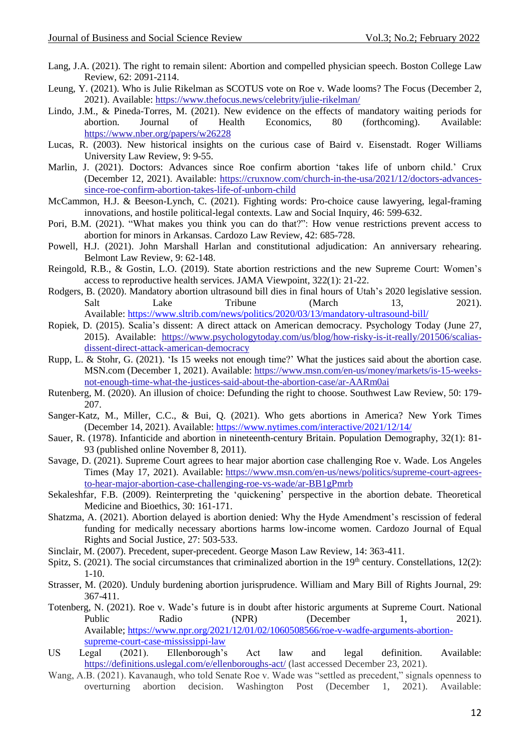Lang, J.A. (2021). The right to remain silent: Abortion and compelled physician speech. Boston College Law Review, 62: 2091-2114.

Leung, Y. (2021). Who is Julie Rikelman as SCOTUS vote on Roe v. Wade looms? The Focus (December 2, 2021). Available: https://www.thefocus.news/celebrity/julie-rikelman/

Lindo, J.M., & Pineda-Torres, M. (2021). New evidence on the effects of mandatory waiting periods for abortion. Journal of Health Economics, 80 (forthcoming). Available: https://www.nber.org/papers/w26228

Lucas, R. (2003). New historical insights on the curious case of Baird v. Eisenstadt. Roger Williams University Law Review, 9: 9-55.

Marlin, J. (2021). Doctors: Advances since Roe confirm abortion 'takes life of unborn child.' Crux (December 12, 2021). Available: https://cruxnow.com/church-in-the-usa/2021/12/doctors-advances-since-roe-confirm-abortion-takes-life-of-unborn-child

McCammon, H.J. & Beeson-Lynch, C. (2021). Fighting words: Pro-choice cause lawyering, legal-framing innovations, and hostile political-legal contexts. Law and Social Inquiry, 46: 599-632.

Pori, B.M. (2021). "What makes you think you can do that?": How venue restrictions prevent access to abortion for minors in Arkansas. Cardozo Law Review, 42: 685-728.

Powell, H.J. (2021). John Marshall Harlan and constitutional adjudication: An anniversary rehearing. Belmont Law Review, 9: 62-148.

Reingold, R.B., & Gostin, L.O. (2019). State abortion restrictions and the new Supreme Court: Women's access to reproductive health services. JAMA Viewpoint, 322(1): 21-22.

Rodgers, B. (2020). Mandatory abortion ultrasound bill dies in final hours of Utah's 2020 legislative session. Salt Lake Tribune (March 13, 2021). Available: https://www.sltrib.com/news/politics/2020/03/13/mandatory-ultrasound-bill/

Ropiek, D. (2015). Scalia's dissent: A direct attack on American democracy. Psychology Today (June 27, 2015). Available: https://www.psychologytoday.com/us/blog/how-risky-is-it-really/201506/scalias-dissent-direct-attack-american-democracy

Rupp, L. & Stohr, G. (2021). 'Is 15 weeks not enough time?' What the justices said about the abortion case. MSN.com (December 1, 2021). Available: https://www.msn.com/en-us/money/markets/is-15-weeks-not-enough-time-what-the-justices-said-about-the-abortion-case/ar-AARm0ai

Rutenberg, M. (2020). An illusion of choice: Defunding the right to choose. Southwest Law Review, 50: 179-207.

Sanger-Katz, M., Miller, C.C., & Bui, Q. (2021). Who gets abortions in America? New York Times (December 14, 2021). Available: https://www.nytimes.com/interactive/2021/12/14/

Sauer, R. (1978). Infanticide and abortion in nineteenth-century Britain. Population Demography, 32(1): 81-93 (published online November 8, 2011).

Savage, D. (2021). Supreme Court agrees to hear major abortion case challenging Roe v. Wade. Los Angeles Times (May 17, 2021). Available: https://www.msn.com/en-us/news/politics/supreme-court-agrees-to-hear-major-abortion-case-challenging-roe-vs-wade/ar-BB1gPmrb

Sekaleshfar, F.B. (2009). Reinterpreting the 'quickening' perspective in the abortion debate. Theoretical Medicine and Bioethics, 30: 161-171.

Shatzma, A. (2021). Abortion delayed is abortion denied: Why the Hyde Amendment's rescission of federal funding for medically necessary abortions harms low-income women. Cardozo Journal of Equal Rights and Social Justice, 27: 503-533.

Sinclair, M. (2007). Precedent, super-precedent. George Mason Law Review, 14: 363-411.

Spitz, S. (2021). The social circumstances that criminalized abortion in the 19th century. Constellations, 12(2): 1-10.

Strasser, M. (2020). Unduly burdening abortion jurisprudence. William and Mary Bill of Rights Journal, 29: 367-411.

Totenberg, N. (2021). Roe v. Wade's future is in doubt after historic arguments at Supreme Court. National Public Radio (NPR) (December 1, 2021). Available; https://www.npr.org/2021/12/01/02/1060508566/roe-v-wadfe-arguments-abortion-supreme-court-case-mississippi-law

US Legal (2021). Ellenborough's Act law and legal definition. Available: https://definitions.uslegal.com/e/ellenboroughs-act/ (last accessed December 23, 2021).

Wang, A.B. (2021). Kavanaugh, who told Senate Roe v. Wade was "settled as precedent," signals openness to overturning abortion decision. Washington Post (December 1, 2021). Available: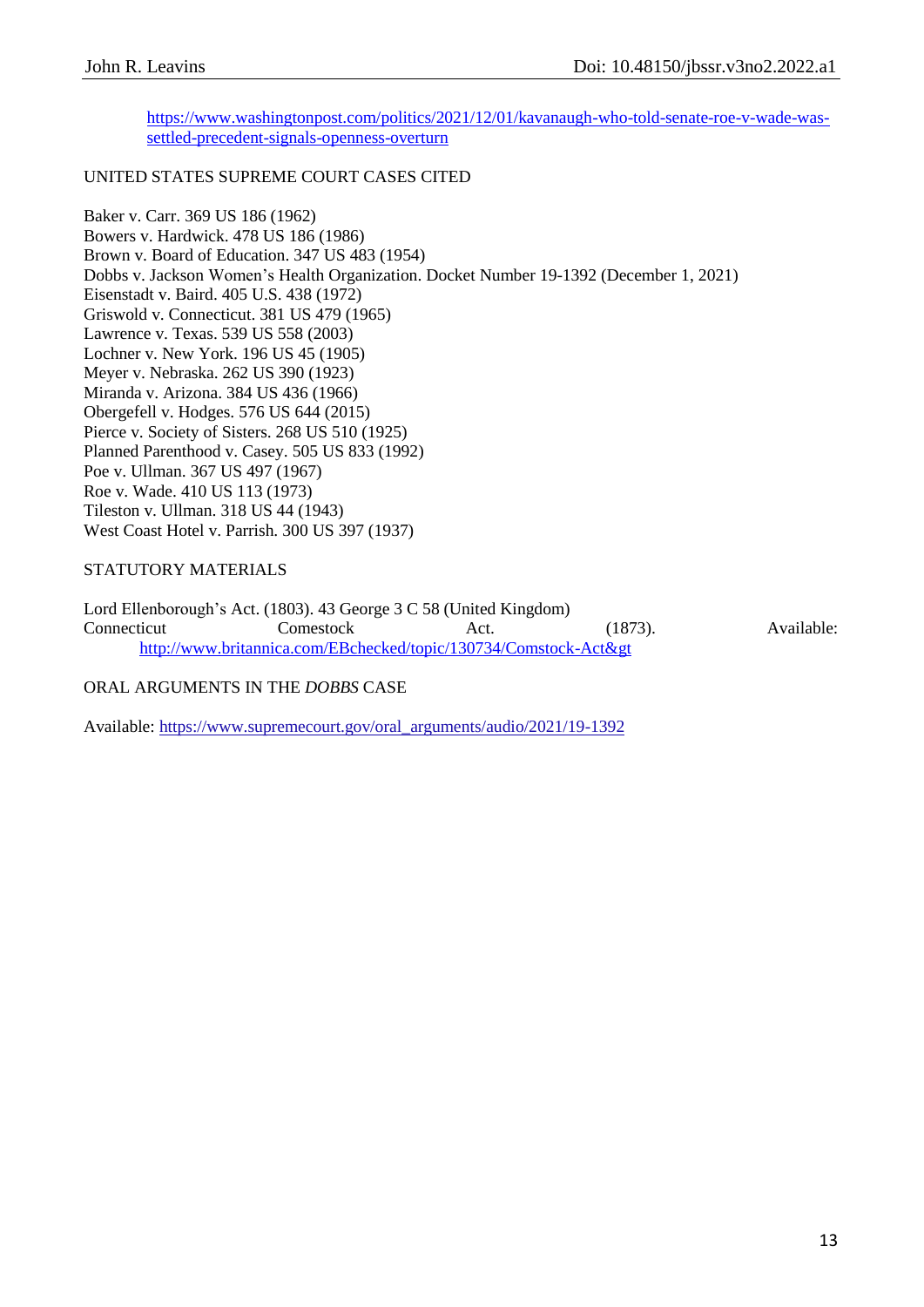https://www.washingtonpost.com/politics/2021/12/01/kavanaugh-who-told-senate-roe-v-wade-was-settled-precedent-signals-openness-overturn

UNITED STATES SUPREME COURT CASES CITED

Baker v. Carr. 369 US 186 (1962)
Bowers v. Hardwick. 478 US 186 (1986)
Brown v. Board of Education. 347 US 483 (1954)
Dobbs v. Jackson Women's Health Organization. Docket Number 19-1392 (December 1, 2021)
Eisenstadt v. Baird. 405 U.S. 438 (1972)
Griswold v. Connecticut. 381 US 479 (1965)
Lawrence v. Texas. 539 US 558 (2003)
Lochner v. New York. 196 US 45 (1905)
Meyer v. Nebraska. 262 US 390 (1923)
Miranda v. Arizona. 384 US 436 (1966)
Obergefell v. Hodges. 576 US 644 (2015)
Pierce v. Society of Sisters. 268 US 510 (1925)
Planned Parenthood v. Casey. 505 US 833 (1992)
Poe v. Ullman. 367 US 497 (1967)
Roe v. Wade. 410 US 113 (1973)
Tileston v. Ullman. 318 US 44 (1943)
West Coast Hotel v. Parrish. 300 US 397 (1937)

STATUTORY MATERIALS

Lord Ellenborough's Act. (1803). 43 George 3 C 58 (United Kingdom)
Connecticut Comstock Act. (1873). Available: http://www.britannica.com/EBchecked/topic/130734/Comstock-Act&gt

ORAL ARGUMENTS IN THE *DOBBS* CASE

Available: https://www.supremecourt.gov/oral_arguments/audio/2021/19-1392